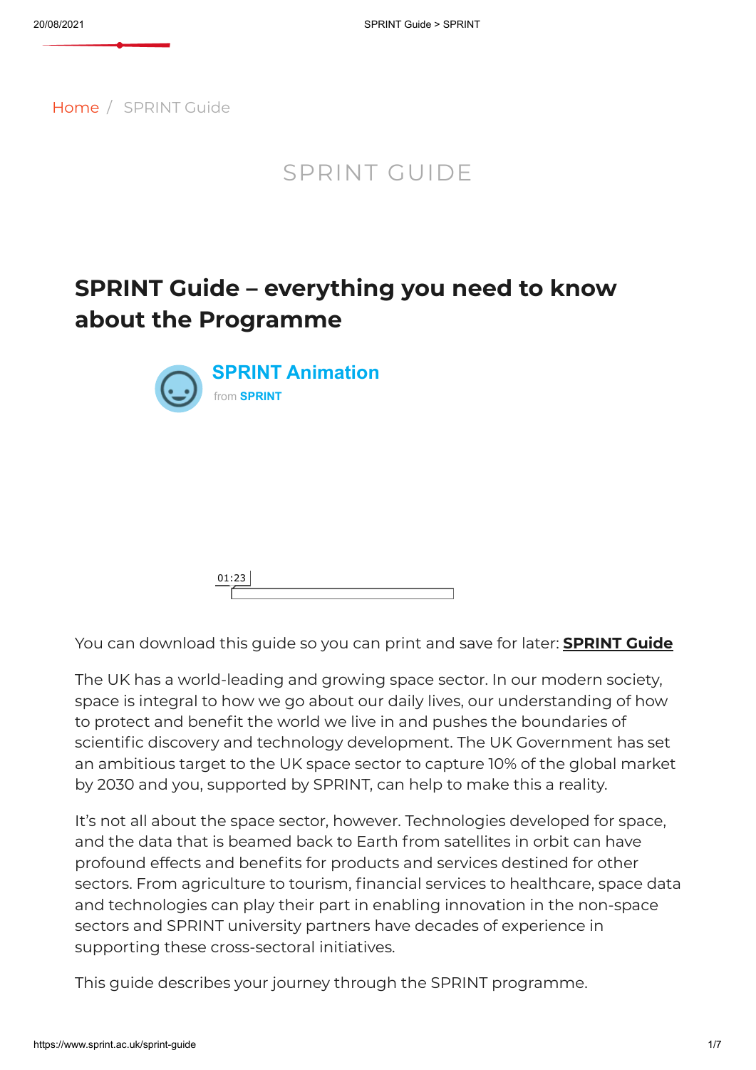Home / SPRINT Guide

# SPRINT GUIDE

## SPRINT Guide – everything you need to know about the Programme

**SPRINT Animation**

from **SPRINT**

01:23

You can download this guide so you can print and save for later: **SPRINT Guide**

The UK has a world-leading and growing space sector. In our modern society, space is integral to how we go about our daily lives, our understanding of how to protect and benefit the world we live in and pushes the boundaries of scientific discovery and technology development. The UK Government has set an ambitious target to the UK space sector to capture 10% of the global market by 2030 and you, supported by SPRINT, can help to make this a reality.

It's not all about the space sector, however. Technologies developed for space, and the data that is beamed back to Earth from satellites in orbit can have profound effects and benefits for products and services destined for other sectors. From agriculture to tourism, financial services to healthcare, space data and technologies can play their part in enabling innovation in the non-space sectors and SPRINT university partners have decades of experience in supporting these cross-sectoral initiatives.

This guide describes your journey through the SPRINT programme.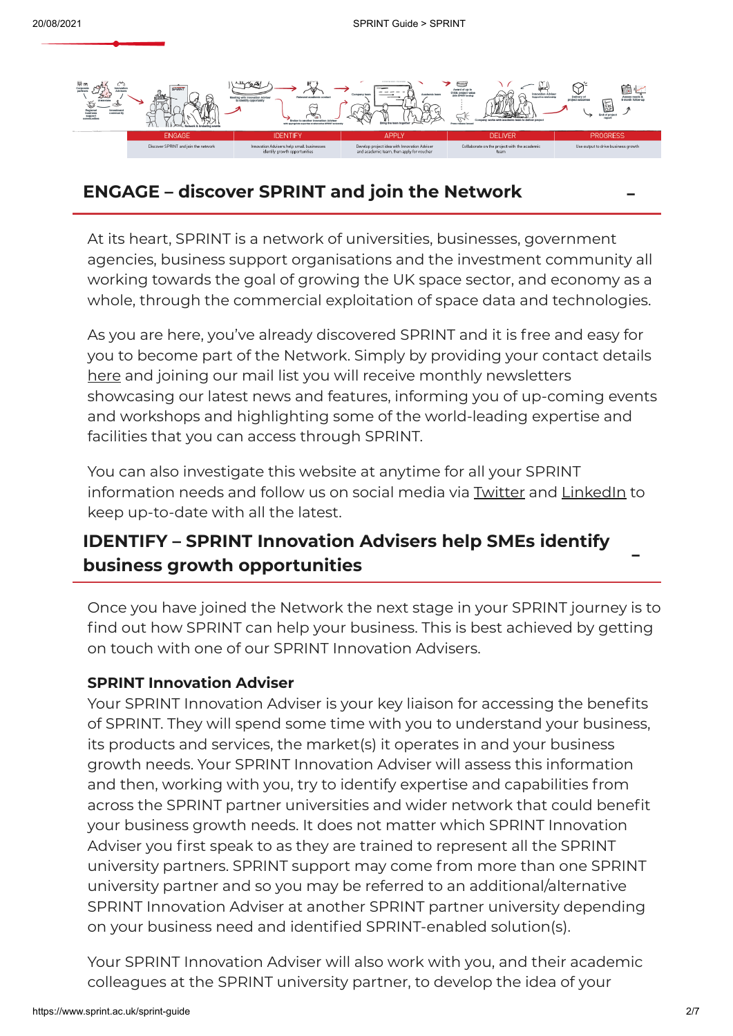| ENGAGE | IDENTIFY | APPLY | DELIVER | PROGRESS |
| --- | --- | --- | --- | --- |
| Discover SPRINT and join the network | Innovation Advisers help small businesses identify growth opportunities | Develop project idea with Innovation Adviser and academic team, then apply for voucher | Collaborate on the project with the academic team | Use output to drive business growth |

## ENGAGE – discover SPRINT and join the Network

At its heart, SPRINT is a network of universities, businesses, government agencies, business support organisations and the investment community all working towards the goal of growing the UK space sector, and economy as a whole, through the commercial exploitation of space data and technologies.

As you are here, you've already discovered SPRINT and it is free and easy for you to become part of the Network. Simply by providing your contact details here and joining our mail list you will receive monthly newsletters showcasing our latest news and features, informing you of up-coming events and workshops and highlighting some of the world-leading expertise and facilities that you can access through SPRINT.

You can also investigate this website at anytime for all your SPRINT information needs and follow us on social media via Twitter and LinkedIn to keep up-to-date with all the latest.

## IDENTIFY – SPRINT Innovation Advisers help SMEs identify business growth opportunities

Once you have joined the Network the next stage in your SPRINT journey is to find out how SPRINT can help your business. This is best achieved by getting on touch with one of our SPRINT Innovation Advisers.

**SPRINT Innovation Adviser**

Your SPRINT Innovation Adviser is your key liaison for accessing the benefits of SPRINT. They will spend some time with you to understand your business, its products and services, the market(s) it operates in and your business growth needs. Your SPRINT Innovation Adviser will assess this information and then, working with you, try to identify expertise and capabilities from across the SPRINT partner universities and wider network that could benefit your business growth needs. It does not matter which SPRINT Innovation Adviser you first speak to as they are trained to represent all the SPRINT university partners. SPRINT support may come from more than one SPRINT university partner and so you may be referred to an additional/alternative SPRINT Innovation Adviser at another SPRINT partner university depending on your business need and identified SPRINT-enabled solution(s).

Your SPRINT Innovation Adviser will also work with you, and their academic colleagues at the SPRINT university partner, to develop the idea of your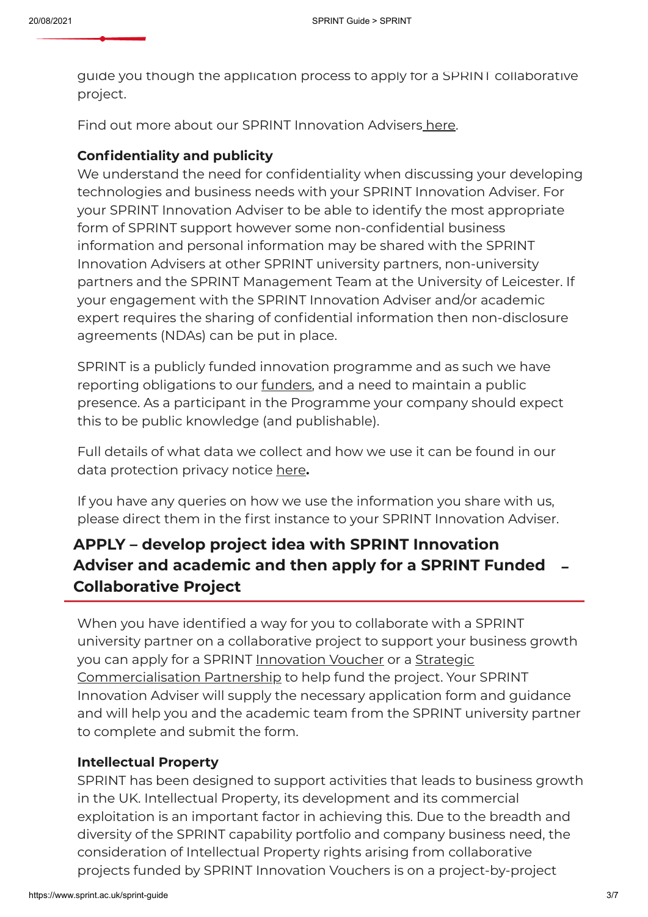guide you though the application process to apply for a SPRINT collaborative project.

Find out more about our SPRINT Innovation Advisers here.

**Confidentiality and publicity**

We understand the need for confidentiality when discussing your developing technologies and business needs with your SPRINT Innovation Adviser. For your SPRINT Innovation Adviser to be able to identify the most appropriate form of SPRINT support however some non-confidential business information and personal information may be shared with the SPRINT Innovation Advisers at other SPRINT university partners, non-university partners and the SPRINT Management Team at the University of Leicester. If your engagement with the SPRINT Innovation Adviser and/or academic expert requires the sharing of confidential information then non-disclosure agreements (NDAs) can be put in place.

SPRINT is a publicly funded innovation programme and as such we have reporting obligations to our funders, and a need to maintain a public presence. As a participant in the Programme your company should expect this to be public knowledge (and publishable).

Full details of what data we collect and how we use it can be found in our data protection privacy notice here**.**

If you have any queries on how we use the information you share with us, please direct them in the first instance to your SPRINT Innovation Adviser.

## APPLY – develop project idea with SPRINT Innovation Adviser and academic and then apply for a SPRINT Funded Collaborative Project

When you have identified a way for you to collaborate with a SPRINT university partner on a collaborative project to support your business growth you can apply for a SPRINT Innovation Voucher or a Strategic Commercialisation Partnership to help fund the project. Your SPRINT Innovation Adviser will supply the necessary application form and guidance and will help you and the academic team from the SPRINT university partner to complete and submit the form.

**Intellectual Property**

SPRINT has been designed to support activities that leads to business growth in the UK. Intellectual Property, its development and its commercial exploitation is an important factor in achieving this. Due to the breadth and diversity of the SPRINT capability portfolio and company business need, the consideration of Intellectual Property rights arising from collaborative projects funded by SPRINT Innovation Vouchers is on a project-by-project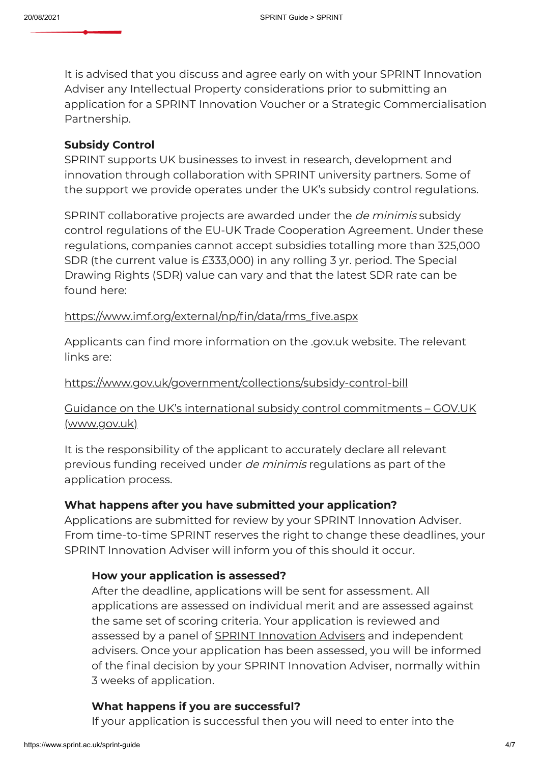It is advised that you discuss and agree early on with your SPRINT Innovation Adviser any Intellectual Property considerations prior to submitting an application for a SPRINT Innovation Voucher or a Strategic Commercialisation Partnership.

**Subsidy Control**

SPRINT supports UK businesses to invest in research, development and innovation through collaboration with SPRINT university partners. Some of the support we provide operates under the UK's subsidy control regulations.

SPRINT collaborative projects are awarded under the *de minimis* subsidy control regulations of the EU-UK Trade Cooperation Agreement. Under these regulations, companies cannot accept subsidies totalling more than 325,000 SDR (the current value is £333,000) in any rolling 3 yr. period. The Special Drawing Rights (SDR) value can vary and that the latest SDR rate can be found here:

https://www.imf.org/external/np/fin/data/rms_five.aspx

Applicants can find more information on the .gov.uk website. The relevant links are:

https://www.gov.uk/government/collections/subsidy-control-bill

Guidance on the UK's international subsidy control commitments – GOV.UK (www.gov.uk)

It is the responsibility of the applicant to accurately declare all relevant previous funding received under *de minimis* regulations as part of the application process.

**What happens after you have submitted your application?**

Applications are submitted for review by your SPRINT Innovation Adviser. From time-to-time SPRINT reserves the right to change these deadlines, your SPRINT Innovation Adviser will inform you of this should it occur.

**How your application is assessed?**

After the deadline, applications will be sent for assessment. All applications are assessed on individual merit and are assessed against the same set of scoring criteria. Your application is reviewed and assessed by a panel of SPRINT Innovation Advisers and independent advisers. Once your application has been assessed, you will be informed of the final decision by your SPRINT Innovation Adviser, normally within 3 weeks of application.

**What happens if you are successful?**

If your application is successful then you will need to enter into the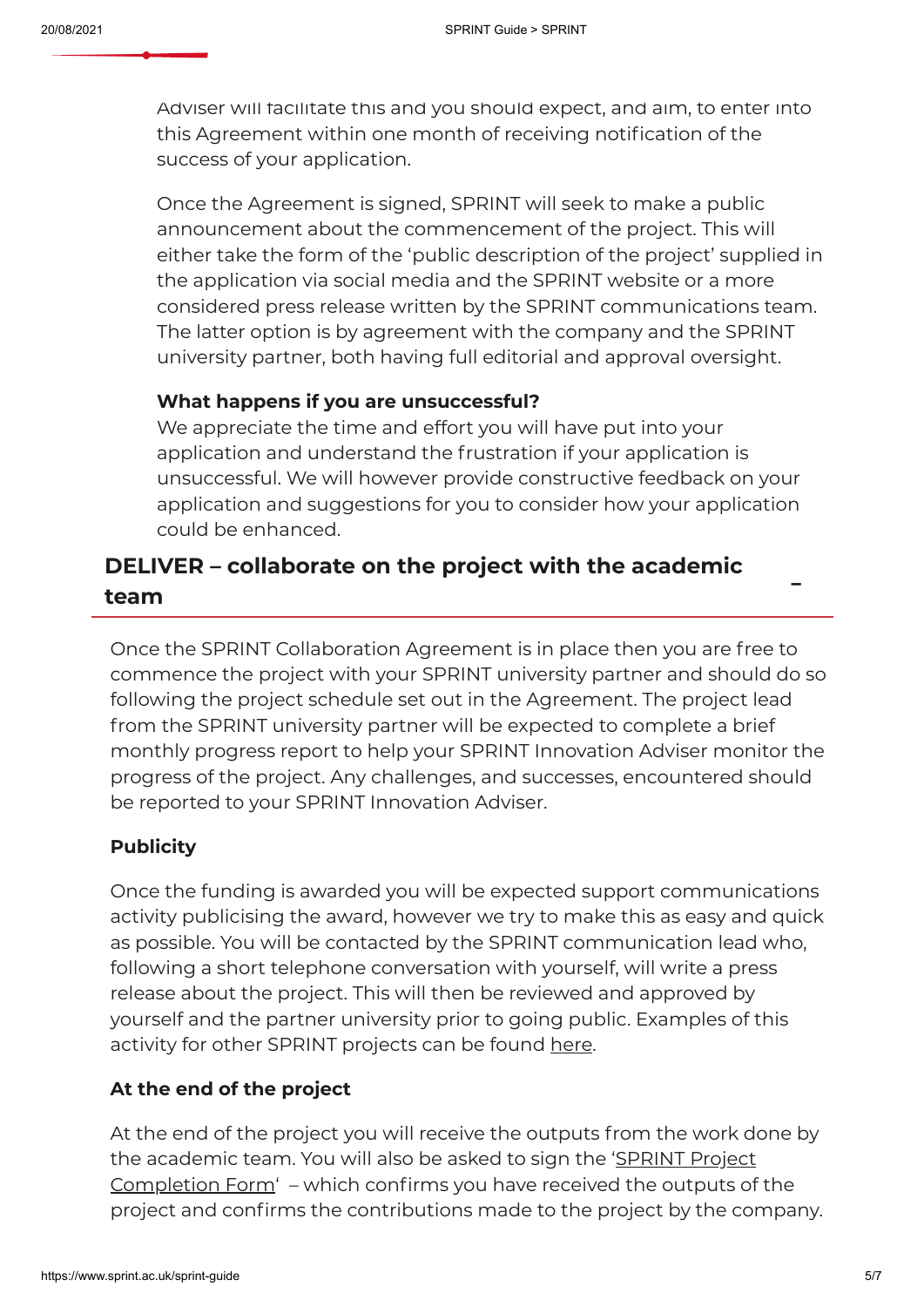Adviser will facilitate this and you should expect, and aim, to enter into this Agreement within one month of receiving notification of the success of your application.

Once the Agreement is signed, SPRINT will seek to make a public announcement about the commencement of the project. This will either take the form of the 'public description of the project' supplied in the application via social media and the SPRINT website or a more considered press release written by the SPRINT communications team. The latter option is by agreement with the company and the SPRINT university partner, both having full editorial and approval oversight.

**What happens if you are unsuccessful?**
We appreciate the time and effort you will have put into your application and understand the frustration if your application is unsuccessful. We will however provide constructive feedback on your application and suggestions for you to consider how your application could be enhanced.

## DELIVER – collaborate on the project with the academic team

Once the SPRINT Collaboration Agreement is in place then you are free to commence the project with your SPRINT university partner and should do so following the project schedule set out in the Agreement. The project lead from the SPRINT university partner will be expected to complete a brief monthly progress report to help your SPRINT Innovation Adviser monitor the progress of the project. Any challenges, and successes, encountered should be reported to your SPRINT Innovation Adviser.

### Publicity

Once the funding is awarded you will be expected support communications activity publicising the award, however we try to make this as easy and quick as possible. You will be contacted by the SPRINT communication lead who, following a short telephone conversation with yourself, will write a press release about the project. This will then be reviewed and approved by yourself and the partner university prior to going public. Examples of this activity for other SPRINT projects can be found here.

### At the end of the project

At the end of the project you will receive the outputs from the work done by the academic team. You will also be asked to sign the 'SPRINT Project Completion Form' – which confirms you have received the outputs of the project and confirms the contributions made to the project by the company.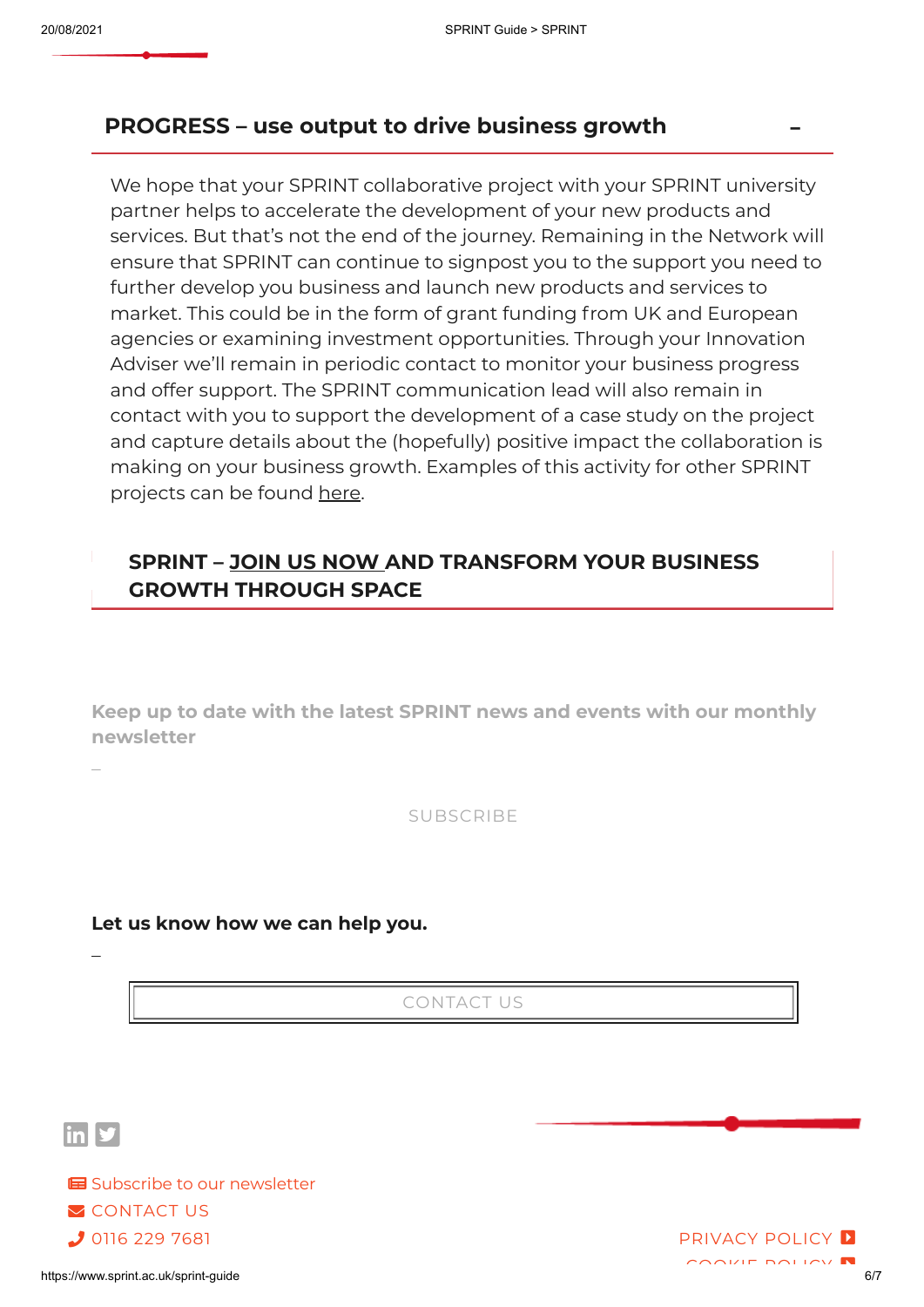## PROGRESS – use output to drive business growth

We hope that your SPRINT collaborative project with your SPRINT university partner helps to accelerate the development of your new products and services. But that's not the end of the journey. Remaining in the Network will ensure that SPRINT can continue to signpost you to the support you need to further develop you business and launch new products and services to market. This could be in the form of grant funding from UK and European agencies or examining investment opportunities. Through your Innovation Adviser we'll remain in periodic contact to monitor your business progress and offer support. The SPRINT communication lead will also remain in contact with you to support the development of a case study on the project and capture details about the (hopefully) positive impact the collaboration is making on your business growth. Examples of this activity for other SPRINT projects can be found here.

## SPRINT – JOIN US NOW AND TRANSFORM YOUR BUSINESS GROWTH THROUGH SPACE

**Keep up to date with the latest SPRINT news and events with our monthly newsletter**

SUBSCRIBE

**Let us know how we can help you.**

CONTACT US

Subscribe to our newsletter

CONTACT US

0116 229 7681

PRIVACY POLICY

COOKIE POLICY